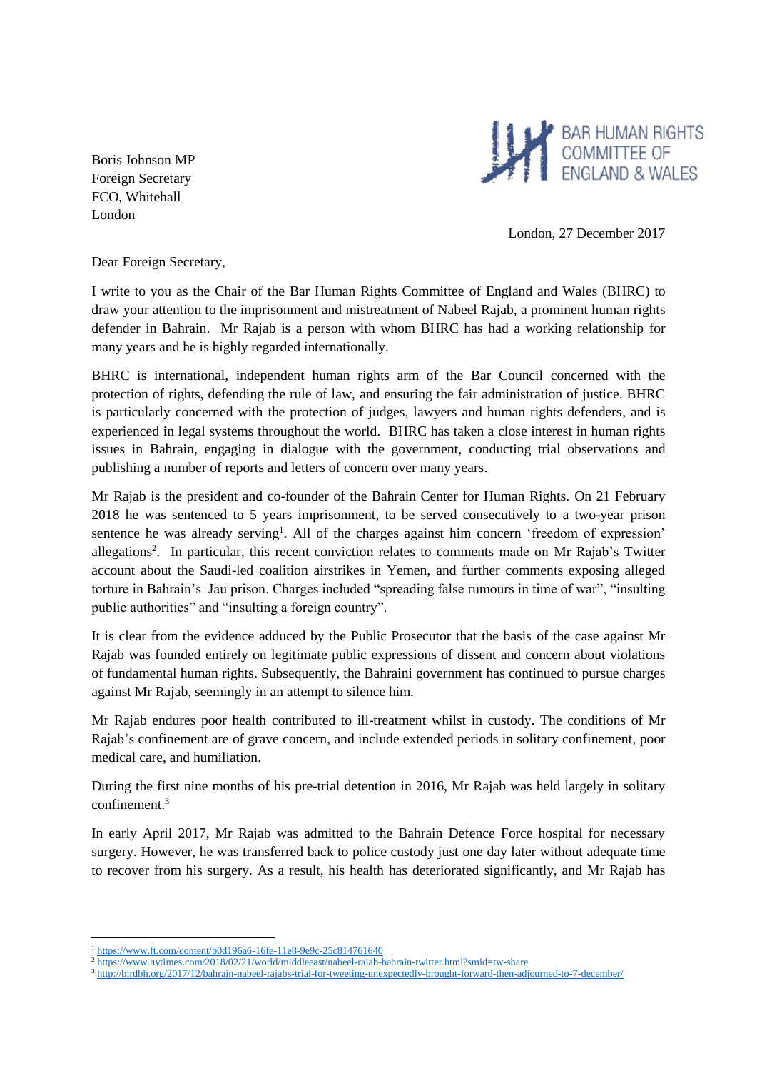Boris Johnson MP
Foreign Secretary
FCO, Whitehall
London

BAR HUMAN RIGHTS COMMITTEE OF ENGLAND & WALES

London, 27 December 2017

Dear Foreign Secretary,

I write to you as the Chair of the Bar Human Rights Committee of England and Wales (BHRC) to draw your attention to the imprisonment and mistreatment of Nabeel Rajab, a prominent human rights defender in Bahrain. Mr Rajab is a person with whom BHRC has had a working relationship for many years and he is highly regarded internationally.

BHRC is international, independent human rights arm of the Bar Council concerned with the protection of rights, defending the rule of law, and ensuring the fair administration of justice. BHRC is particularly concerned with the protection of judges, lawyers and human rights defenders, and is experienced in legal systems throughout the world. BHRC has taken a close interest in human rights issues in Bahrain, engaging in dialogue with the government, conducting trial observations and publishing a number of reports and letters of concern over many years.

Mr Rajab is the president and co-founder of the Bahrain Center for Human Rights. On 21 February 2018 he was sentenced to 5 years imprisonment, to be served consecutively to a two-year prison sentence he was already serving[1]. All of the charges against him concern 'freedom of expression' allegations[2]. In particular, this recent conviction relates to comments made on Mr Rajab's Twitter account about the Saudi-led coalition airstrikes in Yemen, and further comments exposing alleged torture in Bahrain's Jau prison. Charges included "spreading false rumours in time of war", "insulting public authorities" and "insulting a foreign country".

It is clear from the evidence adduced by the Public Prosecutor that the basis of the case against Mr Rajab was founded entirely on legitimate public expressions of dissent and concern about violations of fundamental human rights. Subsequently, the Bahraini government has continued to pursue charges against Mr Rajab, seemingly in an attempt to silence him.

Mr Rajab endures poor health contributed to ill-treatment whilst in custody. The conditions of Mr Rajab's confinement are of grave concern, and include extended periods in solitary confinement, poor medical care, and humiliation.

During the first nine months of his pre-trial detention in 2016, Mr Rajab was held largely in solitary confinement.[3]

In early April 2017, Mr Rajab was admitted to the Bahrain Defence Force hospital for necessary surgery. However, he was transferred back to police custody just one day later without adequate time to recover from his surgery. As a result, his health has deteriorated significantly, and Mr Rajab has

---

[1] https://www.ft.com/content/b0d196a6-16fe-11e8-9e9c-25c814761640
[2] https://www.nytimes.com/2018/02/21/world/middleeast/nabeel-rajab-bahrain-twitter.html?smid=tw-share
[3] http://birdbh.org/2017/12/bahrain-nabeel-rajabs-trial-for-tweeting-unexpectedly-brought-forward-then-adjourned-to-7-december/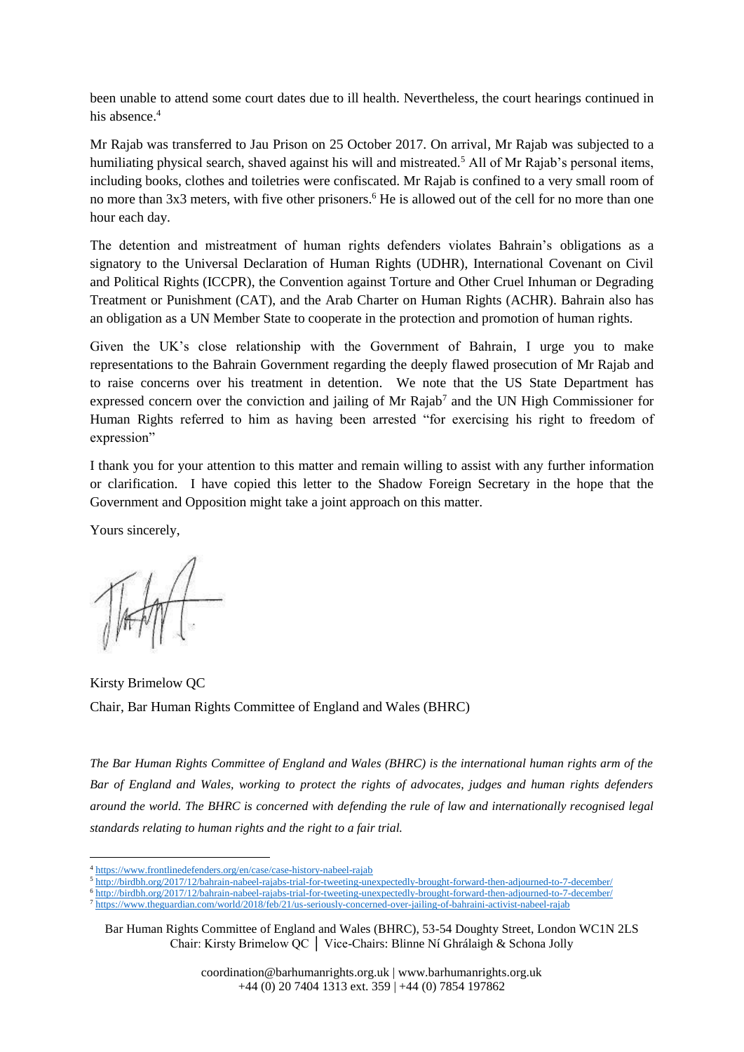been unable to attend some court dates due to ill health. Nevertheless, the court hearings continued in his absence.[4]

Mr Rajab was transferred to Jau Prison on 25 October 2017. On arrival, Mr Rajab was subjected to a humiliating physical search, shaved against his will and mistreated.[5] All of Mr Rajab's personal items, including books, clothes and toiletries were confiscated. Mr Rajab is confined to a very small room of no more than 3x3 meters, with five other prisoners.[6] He is allowed out of the cell for no more than one hour each day.

The detention and mistreatment of human rights defenders violates Bahrain's obligations as a signatory to the Universal Declaration of Human Rights (UDHR), International Covenant on Civil and Political Rights (ICCPR), the Convention against Torture and Other Cruel Inhuman or Degrading Treatment or Punishment (CAT), and the Arab Charter on Human Rights (ACHR). Bahrain also has an obligation as a UN Member State to cooperate in the protection and promotion of human rights.

Given the UK's close relationship with the Government of Bahrain, I urge you to make representations to the Bahrain Government regarding the deeply flawed prosecution of Mr Rajab and to raise concerns over his treatment in detention. We note that the US State Department has expressed concern over the conviction and jailing of Mr Rajab[7] and the UN High Commissioner for Human Rights referred to him as having been arrested "for exercising his right to freedom of expression"

I thank you for your attention to this matter and remain willing to assist with any further information or clarification. I have copied this letter to the Shadow Foreign Secretary in the hope that the Government and Opposition might take a joint approach on this matter.

Yours sincerely,

Kirsty Brimelow QC
Chair, Bar Human Rights Committee of England and Wales (BHRC)

*The Bar Human Rights Committee of England and Wales (BHRC) is the international human rights arm of the Bar of England and Wales, working to protect the rights of advocates, judges and human rights defenders around the world. The BHRC is concerned with defending the rule of law and internationally recognised legal standards relating to human rights and the right to a fair trial.*

[4] https://www.frontlinedefenders.org/en/case/case-history-nabeel-rajab
[5] http://birdbh.org/2017/12/bahrain-nabeel-rajabs-trial-for-tweeting-unexpectedly-brought-forward-then-adjourned-to-7-december/
[6] http://birdbh.org/2017/12/bahrain-nabeel-rajabs-trial-for-tweeting-unexpectedly-brought-forward-then-adjourned-to-7-december/
[7] https://www.theguardian.com/world/2018/feb/21/us-seriously-concerned-over-jailing-of-bahraini-activist-nabeel-rajab

Bar Human Rights Committee of England and Wales (BHRC), 53-54 Doughty Street, London WC1N 2LS
Chair: Kirsty Brimelow QC │ Vice-Chairs: Blinne Ní Ghrálaigh & Schona Jolly

coordination@barhumanrights.org.uk | www.barhumanrights.org.uk
+44 (0) 20 7404 1313 ext. 359 | +44 (0) 7854 197862